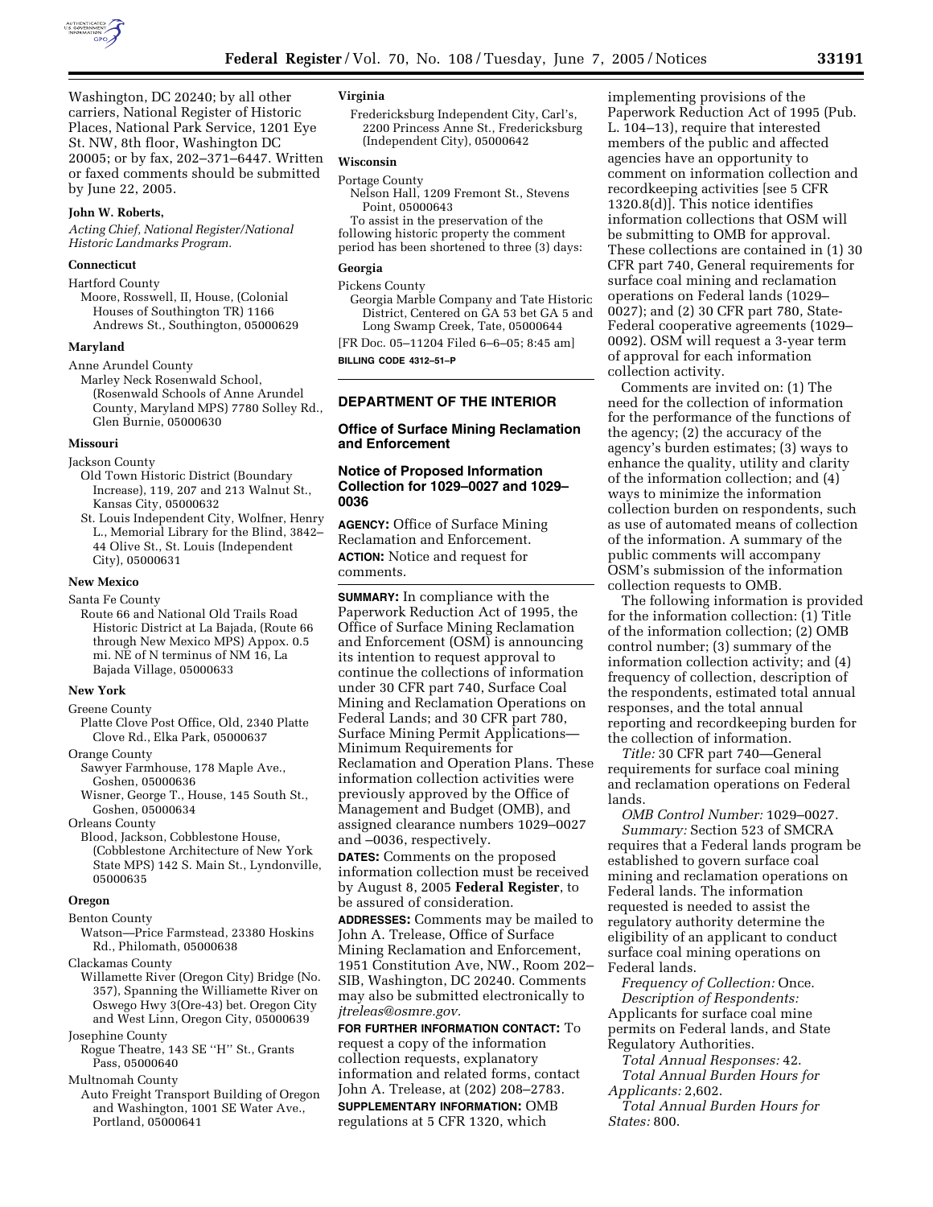Washington, DC 20240; by all other carriers, National Register of Historic Places, National Park Service, 1201 Eye St. NW, 8th floor, Washington DC 20005; or by fax, 202–371–6447. Written or faxed comments should be submitted by June 22, 2005.

**John W. Roberts,**

*Acting Chief, National Register/National Historic Landmarks Program.*

**Connecticut**

Hartford County

Moore, Rosswell, II, House, (Colonial Houses of Southington TR) 1166 Andrews St., Southington, 05000629

**Maryland**

Anne Arundel County

Marley Neck Rosenwald School, (Rosenwald Schools of Anne Arundel County, Maryland MPS) 7780 Solley Rd., Glen Burnie, 05000630

**Missouri**

Jackson County

Old Town Historic District (Boundary Increase), 119, 207 and 213 Walnut St., Kansas City, 05000632

St. Louis Independent City, Wolfner, Henry L., Memorial Library for the Blind, 3842–44 Olive St., St. Louis (Independent City), 05000631

**New Mexico**

Santa Fe County

Route 66 and National Old Trails Road Historic District at La Bajada, (Route 66 through New Mexico MPS) Appox. 0.5 mi. NE of N terminus of NM 16, La Bajada Village, 05000633

**New York**

Greene County

Platte Clove Post Office, Old, 2340 Platte Clove Rd., Elka Park, 05000637

Orange County

Sawyer Farmhouse, 178 Maple Ave., Goshen, 05000636

Wisner, George T., House, 145 South St., Goshen, 05000634

Orleans County

Blood, Jackson, Cobblestone House, (Cobblestone Architecture of New York State MPS) 142 S. Main St., Lyndonville, 05000635

**Oregon**

Benton County

Watson—Price Farmstead, 23380 Hoskins Rd., Philomath, 05000638

Clackamas County

Willamette River (Oregon City) Bridge (No. 357), Spanning the Williamette River on Oswego Hwy 3(Ore-43) bet. Oregon City and West Linn, Oregon City, 05000639

Josephine County

Rogue Theatre, 143 SE ''H'' St., Grants Pass, 05000640

Multnomah County

Auto Freight Transport Building of Oregon and Washington, 1001 SE Water Ave., Portland, 05000641

**Virginia**

Fredericksburg Independent City, Carl's, 2200 Princess Anne St., Fredericksburg (Independent City), 05000642

**Wisconsin**

Portage County

Nelson Hall, 1209 Fremont St., Stevens Point, 05000643

To assist in the preservation of the following historic property the comment period has been shortened to three (3) days:

**Georgia**

Pickens County

Georgia Marble Company and Tate Historic District, Centered on GA 53 bet GA 5 and Long Swamp Creek, Tate, 05000644

[FR Doc. 05–11204 Filed 6–6–05; 8:45 am]

**BILLING CODE 4312–51–P**

## DEPARTMENT OF THE INTERIOR

### Office of Surface Mining Reclamation and Enforcement

### Notice of Proposed Information Collection for 1029–0027 and 1029–0036

**AGENCY:** Office of Surface Mining Reclamation and Enforcement.

**ACTION:** Notice and request for comments.

**SUMMARY:** In compliance with the Paperwork Reduction Act of 1995, the Office of Surface Mining Reclamation and Enforcement (OSM) is announcing its intention to request approval to continue the collections of information under 30 CFR part 740, Surface Coal Mining and Reclamation Operations on Federal Lands; and 30 CFR part 780, Surface Mining Permit Applications—Minimum Requirements for Reclamation and Operation Plans. These information collection activities were previously approved by the Office of Management and Budget (OMB), and assigned clearance numbers 1029–0027 and –0036, respectively.

**DATES:** Comments on the proposed information collection must be received by August 8, 2005 **Federal Register**, to be assured of consideration.

**ADDRESSES:** Comments may be mailed to John A. Trelease, Office of Surface Mining Reclamation and Enforcement, 1951 Constitution Ave, NW., Room 202–SIB, Washington, DC 20240. Comments may also be submitted electronically to *jtreleas@osmre.gov.*

**FOR FURTHER INFORMATION CONTACT:** To request a copy of the information collection requests, explanatory information and related forms, contact John A. Trelease, at (202) 208–2783.

**SUPPLEMENTARY INFORMATION:** OMB regulations at 5 CFR 1320, which implementing provisions of the Paperwork Reduction Act of 1995 (Pub. L. 104–13), require that interested members of the public and affected agencies have an opportunity to comment on information collection and recordkeeping activities [see 5 CFR 1320.8(d)]. This notice identifies information collections that OSM will be submitting to OMB for approval. These collections are contained in (1) 30 CFR part 740, General requirements for surface coal mining and reclamation operations on Federal lands (1029–0027); and (2) 30 CFR part 780, State-Federal cooperative agreements (1029–0092). OSM will request a 3-year term of approval for each information collection activity.

Comments are invited on: (1) The need for the collection of information for the performance of the functions of the agency; (2) the accuracy of the agency's burden estimates; (3) ways to enhance the quality, utility and clarity of the information collection; and (4) ways to minimize the information collection burden on respondents, such as use of automated means of collection of the information. A summary of the public comments will accompany OSM's submission of the information collection requests to OMB.

The following information is provided for the information collection: (1) Title of the information collection; (2) OMB control number; (3) summary of the information collection activity; and (4) frequency of collection, description of the respondents, estimated total annual responses, and the total annual reporting and recordkeeping burden for the collection of information.

*Title:* 30 CFR part 740—General requirements for surface coal mining and reclamation operations on Federal lands.

*OMB Control Number:* 1029–0027.

*Summary:* Section 523 of SMCRA requires that a Federal lands program be established to govern surface coal mining and reclamation operations on Federal lands. The information requested is needed to assist the regulatory authority determine the eligibility of an applicant to conduct surface coal mining operations on Federal lands.

*Frequency of Collection:* Once.

*Description of Respondents:* Applicants for surface coal mine permits on Federal lands, and State Regulatory Authorities.

*Total Annual Responses:* 42.

*Total Annual Burden Hours for Applicants:* 2,602.

*Total Annual Burden Hours for States:* 800.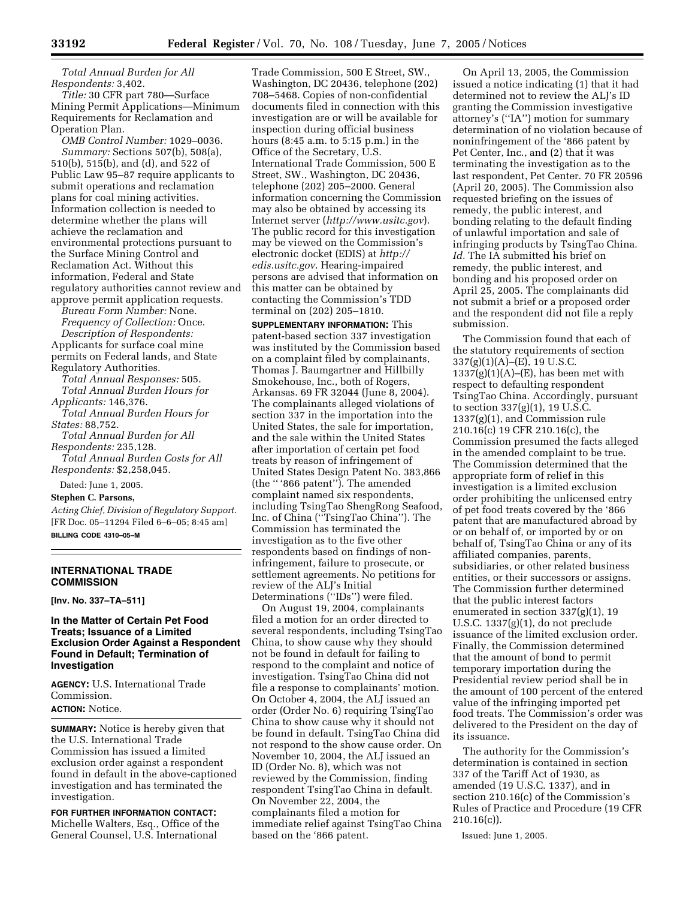*Total Annual Burden for All Respondents:* 3,402.

*Title:* 30 CFR part 780—Surface Mining Permit Applications—Minimum Requirements for Reclamation and Operation Plan.

*OMB Control Number:* 1029–0036.

*Summary:* Sections 507(b), 508(a), 510(b), 515(b), and (d), and 522 of Public Law 95–87 require applicants to submit operations and reclamation plans for coal mining activities. Information collection is needed to determine whether the plans will achieve the reclamation and environmental protections pursuant to the Surface Mining Control and Reclamation Act. Without this information, Federal and State regulatory authorities cannot review and approve permit application requests.

*Bureau Form Number:* None.

*Frequency of Collection:* Once.

*Description of Respondents:* Applicants for surface coal mine permits on Federal lands, and State Regulatory Authorities.

*Total Annual Responses:* 505.

*Total Annual Burden Hours for Applicants:* 146,376.

*Total Annual Burden Hours for States:* 88,752.

*Total Annual Burden for All Respondents:* 235,128.

*Total Annual Burden Costs for All Respondents:* $2,258,045.

Dated: June 1, 2005.

**Stephen C. Parsons,**

*Acting Chief, Division of Regulatory Support.*

[FR Doc. 05–11294 Filed 6–6–05; 8:45 am]

**BILLING CODE 4310–05–M**

## INTERNATIONAL TRADE COMMISSION

**[Inv. No. 337–TA–511]**

### In the Matter of Certain Pet Food Treats; Issuance of a Limited Exclusion Order Against a Respondent Found in Default; Termination of Investigation

**AGENCY:** U.S. International Trade Commission.

**ACTION:** Notice.

**SUMMARY:** Notice is hereby given that the U.S. International Trade Commission has issued a limited exclusion order against a respondent found in default in the above-captioned investigation and has terminated the investigation.

**FOR FURTHER INFORMATION CONTACT:** Michelle Walters, Esq., Office of the General Counsel, U.S. International Trade Commission, 500 E Street, SW., Washington, DC 20436, telephone (202) 708–5468. Copies of non-confidential documents filed in connection with this investigation are or will be available for inspection during official business hours (8:45 a.m. to 5:15 p.m.) in the Office of the Secretary, U.S. International Trade Commission, 500 E Street, SW., Washington, DC 20436, telephone (202) 205–2000. General information concerning the Commission may also be obtained by accessing its Internet server (*http://www.usitc.gov*). The public record for this investigation may be viewed on the Commission's electronic docket (EDIS) at *http://edis.usitc.gov*. Hearing-impaired persons are advised that information on this matter can be obtained by contacting the Commission's TDD terminal on (202) 205–1810.

**SUPPLEMENTARY INFORMATION:** This patent-based section 337 investigation was instituted by the Commission based on a complaint filed by complainants, Thomas J. Baumgartner and Hillbilly Smokehouse, Inc., both of Rogers, Arkansas. 69 FR 32044 (June 8, 2004). The complainants alleged violations of section 337 in the importation into the United States, the sale for importation, and the sale within the United States after importation of certain pet food treats by reason of infringement of United States Design Patent No. 383,866 (the '' '866 patent''). The amended complaint named six respondents, including TsingTao ShengRong Seafood, Inc. of China (''TsingTao China''). The Commission has terminated the investigation as to the five other respondents based on findings of non-infringement, failure to prosecute, or settlement agreements. No petitions for review of the ALJ's Initial Determinations (''IDs'') were filed.

On August 19, 2004, complainants filed a motion for an order directed to several respondents, including TsingTao China, to show cause why they should not be found in default for failing to respond to the complaint and notice of investigation. TsingTao China did not file a response to complainants' motion. On October 4, 2004, the ALJ issued an order (Order No. 6) requiring TsingTao China to show cause why it should not be found in default. TsingTao China did not respond to the show cause order. On November 10, 2004, the ALJ issued an ID (Order No. 8), which was not reviewed by the Commission, finding respondent TsingTao China in default. On November 22, 2004, the complainants filed a motion for immediate relief against TsingTao China based on the '866 patent.

On April 13, 2005, the Commission issued a notice indicating (1) that it had determined not to review the ALJ's ID granting the Commission investigative attorney's (''IA'') motion for summary determination of no violation because of noninfringement of the '866 patent by Pet Center, Inc., and (2) that it was terminating the investigation as to the last respondent, Pet Center. 70 FR 20596 (April 20, 2005). The Commission also requested briefing on the issues of remedy, the public interest, and bonding relating to the default finding of unlawful importation and sale of infringing products by TsingTao China. *Id.* The IA submitted his brief on remedy, the public interest, and bonding and his proposed order on April 25, 2005. The complainants did not submit a brief or a proposed order and the respondent did not file a reply submission.

The Commission found that each of the statutory requirements of section 337(g)(1)(A)–(E), 19 U.S.C. 1337(g)(1)(A)–(E), has been met with respect to defaulting respondent TsingTao China. Accordingly, pursuant to section 337(g)(1), 19 U.S.C. 1337(g)(1), and Commission rule 210.16(c) 19 CFR 210.16(c), the Commission presumed the facts alleged in the amended complaint to be true. The Commission determined that the appropriate form of relief in this investigation is a limited exclusion order prohibiting the unlicensed entry of pet food treats covered by the '866 patent that are manufactured abroad by or on behalf of, or imported by or on behalf of, TsingTao China or any of its affiliated companies, parents, subsidiaries, or other related business entities, or their successors or assigns. The Commission further determined that the public interest factors enumerated in section 337(g)(1), 19 U.S.C. 1337(g)(1), do not preclude issuance of the limited exclusion order. Finally, the Commission determined that the amount of bond to permit temporary importation during the Presidential review period shall be in the amount of 100 percent of the entered value of the infringing imported pet food treats. The Commission's order was delivered to the President on the day of its issuance.

The authority for the Commission's determination is contained in section 337 of the Tariff Act of 1930, as amended (19 U.S.C. 1337), and in section 210.16(c) of the Commission's Rules of Practice and Procedure (19 CFR 210.16(c)).

Issued: June 1, 2005.